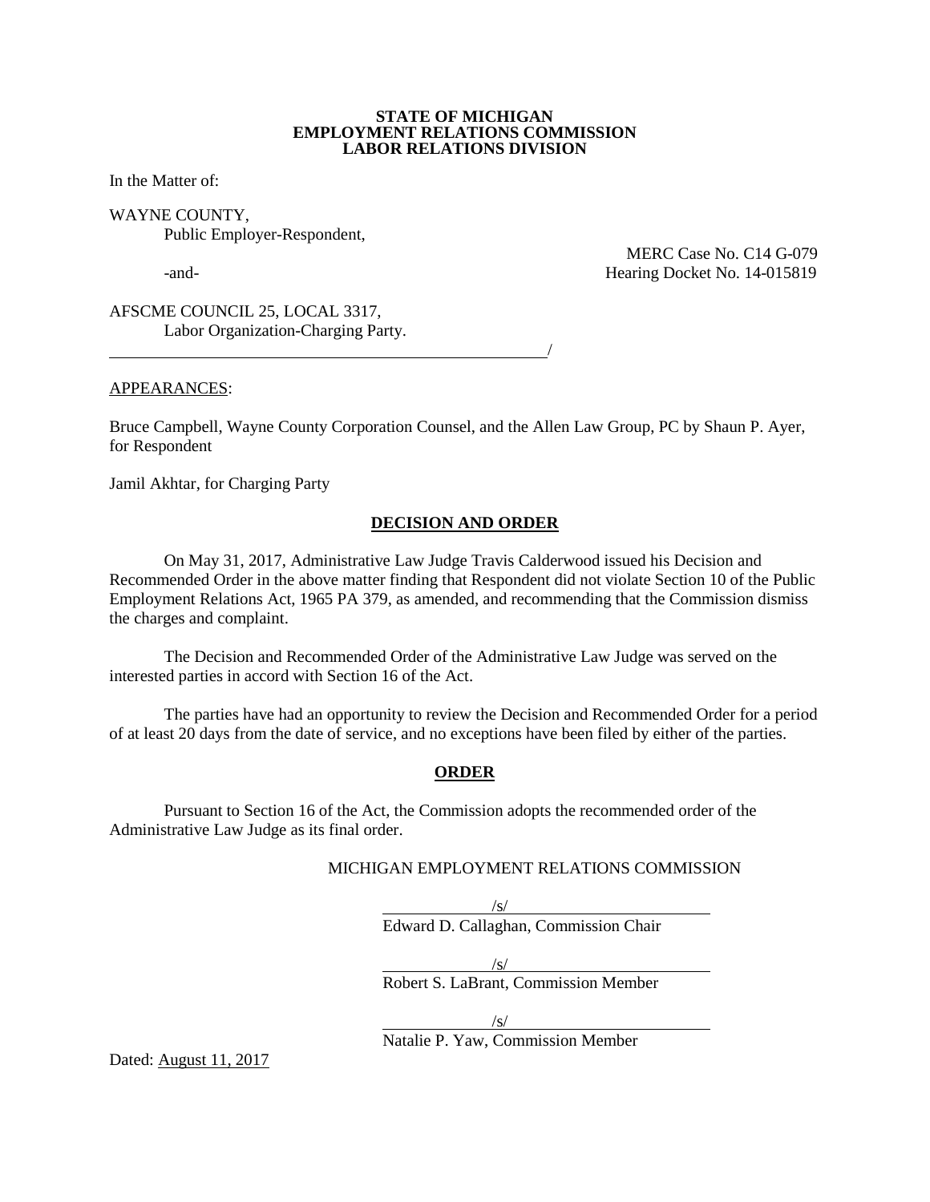**STATE OF MICHIGAN**
**EMPLOYMENT RELATIONS COMMISSION**
**LABOR RELATIONS DIVISION**

In the Matter of:

WAYNE COUNTY,
Public Employer-Respondent,

-and-

MERC Case No. C14 G-079
Hearing Docket No. 14-015819

AFSCME COUNCIL 25, LOCAL 3317,
Labor Organization-Charging Party.
\_\_\_\_\_\_\_\_\_\_\_\_\_\_\_\_\_\_\_\_\_\_\_\_\_\_\_\_\_\_\_\_\_\_\_\_\_\_\_\_\_\_\_\_\_\_\_\_\_\_\_\_\_\_/

APPEARANCES:

Bruce Campbell, Wayne County Corporation Counsel, and the Allen Law Group, PC by Shaun P. Ayer, for Respondent

Jamil Akhtar, for Charging Party

## DECISION AND ORDER

On May 31, 2017, Administrative Law Judge Travis Calderwood issued his Decision and Recommended Order in the above matter finding that Respondent did not violate Section 10 of the Public Employment Relations Act, 1965 PA 379, as amended, and recommending that the Commission dismiss the charges and complaint.

The Decision and Recommended Order of the Administrative Law Judge was served on the interested parties in accord with Section 16 of the Act.

The parties have had an opportunity to review the Decision and Recommended Order for a period of at least 20 days from the date of service, and no exceptions have been filed by either of the parties.

## ORDER

Pursuant to Section 16 of the Act, the Commission adopts the recommended order of the Administrative Law Judge as its final order.

MICHIGAN EMPLOYMENT RELATIONS COMMISSION

/s/
Edward D. Callaghan, Commission Chair

/s/
Robert S. LaBrant, Commission Member

/s/
Natalie P. Yaw, Commission Member

Dated: August 11, 2017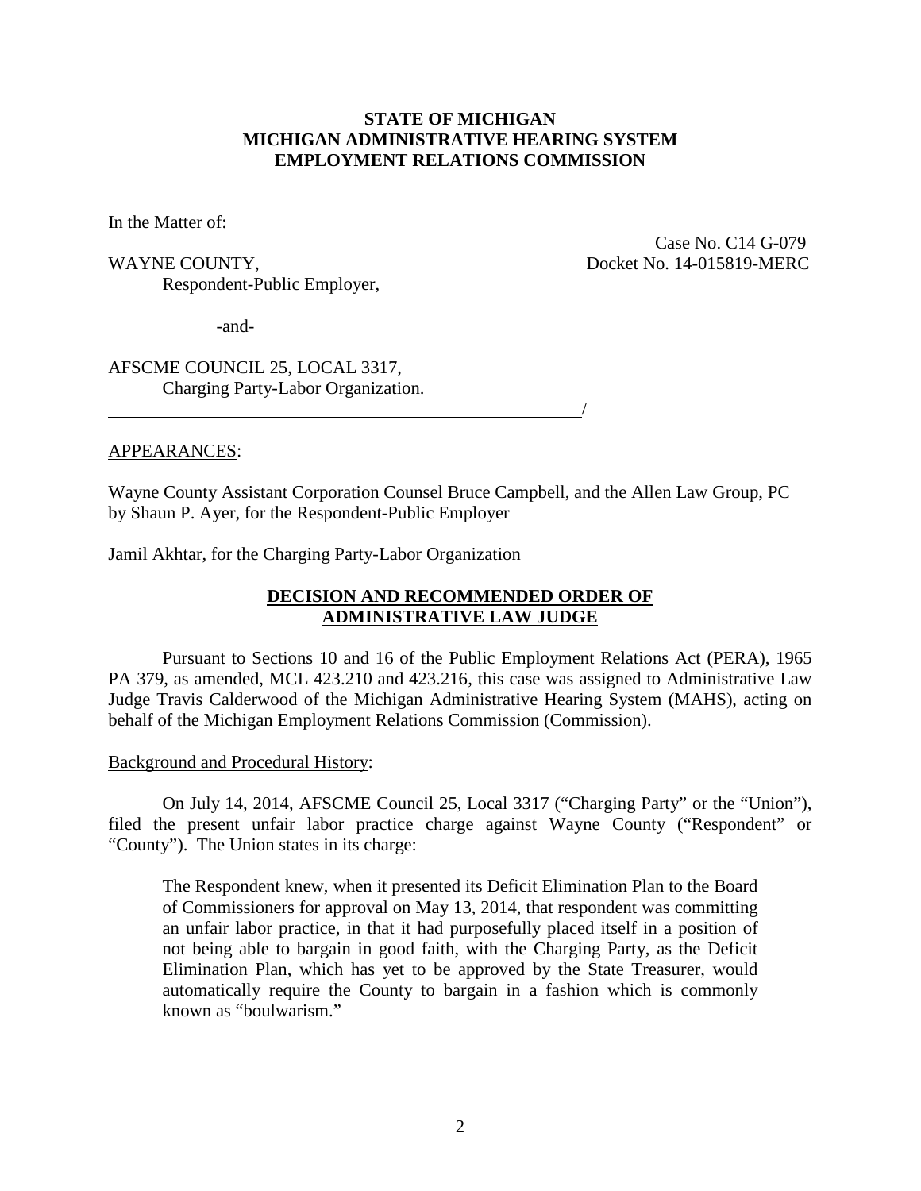**STATE OF MICHIGAN**
**MICHIGAN ADMINISTRATIVE HEARING SYSTEM**
**EMPLOYMENT RELATIONS COMMISSION**

In the Matter of:

WAYNE COUNTY,
Respondent-Public Employer,

Case No. C14 G-079
Docket No. 14-015819-MERC

-and-

AFSCME COUNCIL 25, LOCAL 3317,
Charging Party-Labor Organization.
_____________________________________________________/

APPEARANCES:

Wayne County Assistant Corporation Counsel Bruce Campbell, and the Allen Law Group, PC by Shaun P. Ayer, for the Respondent-Public Employer

Jamil Akhtar, for the Charging Party-Labor Organization

**DECISION AND RECOMMENDED ORDER OF ADMINISTRATIVE LAW JUDGE**

Pursuant to Sections 10 and 16 of the Public Employment Relations Act (PERA), 1965 PA 379, as amended, MCL 423.210 and 423.216, this case was assigned to Administrative Law Judge Travis Calderwood of the Michigan Administrative Hearing System (MAHS), acting on behalf of the Michigan Employment Relations Commission (Commission).

Background and Procedural History:

On July 14, 2014, AFSCME Council 25, Local 3317 ("Charging Party" or the "Union"), filed the present unfair labor practice charge against Wayne County ("Respondent" or "County"). The Union states in its charge:

> The Respondent knew, when it presented its Deficit Elimination Plan to the Board of Commissioners for approval on May 13, 2014, that respondent was committing an unfair labor practice, in that it had purposefully placed itself in a position of not being able to bargain in good faith, with the Charging Party, as the Deficit Elimination Plan, which has yet to be approved by the State Treasurer, would automatically require the County to bargain in a fashion which is commonly known as "boulwarism."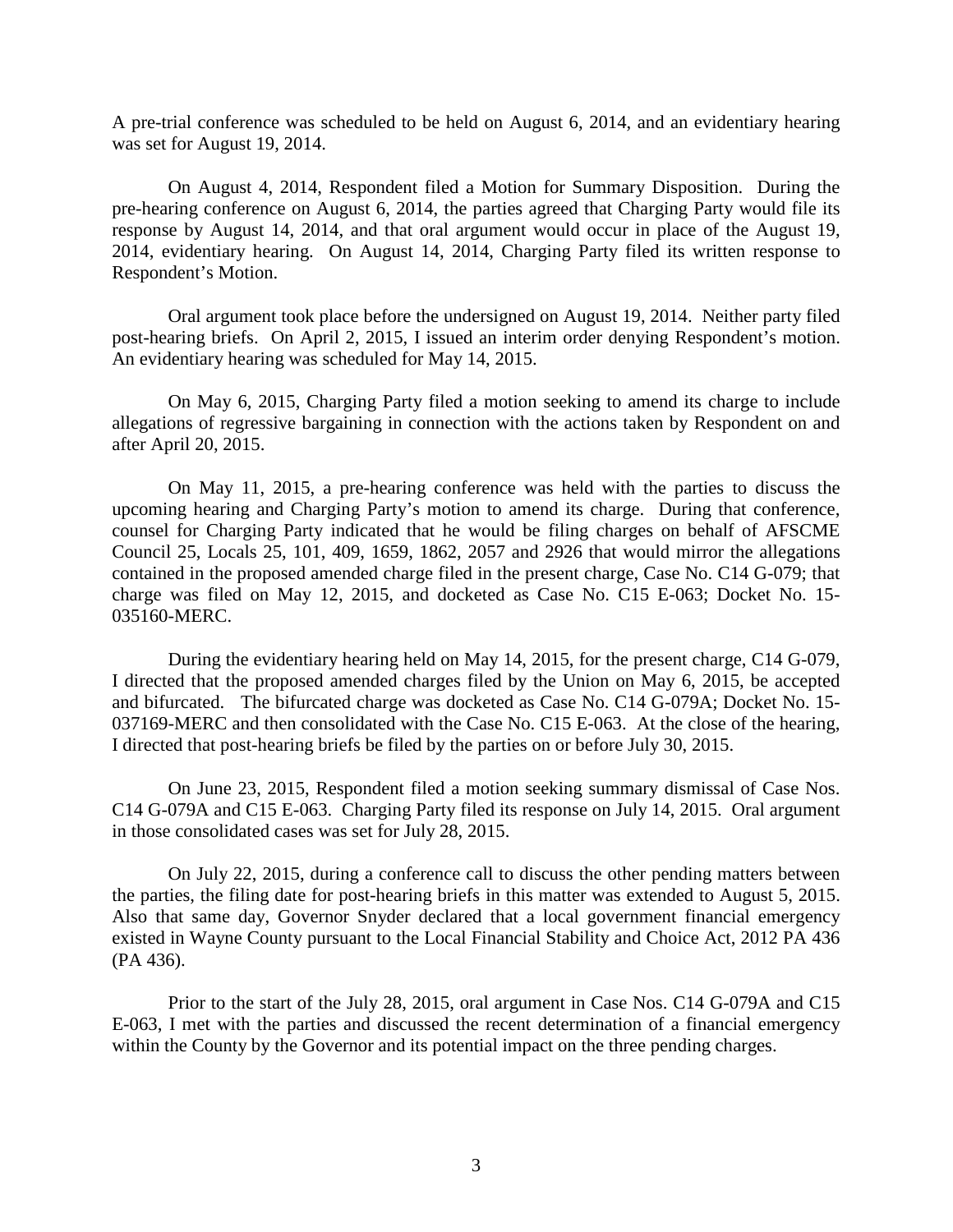A pre-trial conference was scheduled to be held on August 6, 2014, and an evidentiary hearing was set for August 19, 2014.

On August 4, 2014, Respondent filed a Motion for Summary Disposition. During the pre-hearing conference on August 6, 2014, the parties agreed that Charging Party would file its response by August 14, 2014, and that oral argument would occur in place of the August 19, 2014, evidentiary hearing. On August 14, 2014, Charging Party filed its written response to Respondent's Motion.

Oral argument took place before the undersigned on August 19, 2014. Neither party filed post-hearing briefs. On April 2, 2015, I issued an interim order denying Respondent's motion. An evidentiary hearing was scheduled for May 14, 2015.

On May 6, 2015, Charging Party filed a motion seeking to amend its charge to include allegations of regressive bargaining in connection with the actions taken by Respondent on and after April 20, 2015.

On May 11, 2015, a pre-hearing conference was held with the parties to discuss the upcoming hearing and Charging Party's motion to amend its charge. During that conference, counsel for Charging Party indicated that he would be filing charges on behalf of AFSCME Council 25, Locals 25, 101, 409, 1659, 1862, 2057 and 2926 that would mirror the allegations contained in the proposed amended charge filed in the present charge, Case No. C14 G-079; that charge was filed on May 12, 2015, and docketed as Case No. C15 E-063; Docket No. 15-035160-MERC.

During the evidentiary hearing held on May 14, 2015, for the present charge, C14 G-079, I directed that the proposed amended charges filed by the Union on May 6, 2015, be accepted and bifurcated. The bifurcated charge was docketed as Case No. C14 G-079A; Docket No. 15-037169-MERC and then consolidated with the Case No. C15 E-063. At the close of the hearing, I directed that post-hearing briefs be filed by the parties on or before July 30, 2015.

On June 23, 2015, Respondent filed a motion seeking summary dismissal of Case Nos. C14 G-079A and C15 E-063. Charging Party filed its response on July 14, 2015. Oral argument in those consolidated cases was set for July 28, 2015.

On July 22, 2015, during a conference call to discuss the other pending matters between the parties, the filing date for post-hearing briefs in this matter was extended to August 5, 2015. Also that same day, Governor Snyder declared that a local government financial emergency existed in Wayne County pursuant to the Local Financial Stability and Choice Act, 2012 PA 436 (PA 436).

Prior to the start of the July 28, 2015, oral argument in Case Nos. C14 G-079A and C15 E-063, I met with the parties and discussed the recent determination of a financial emergency within the County by the Governor and its potential impact on the three pending charges.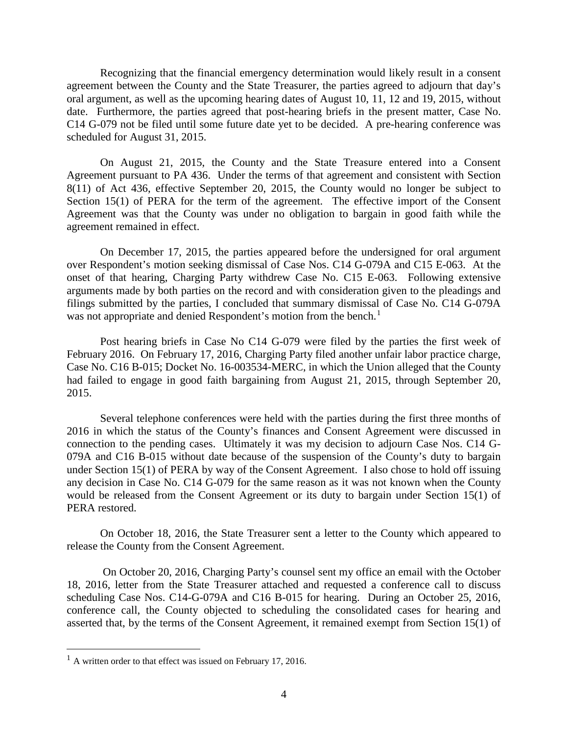Recognizing that the financial emergency determination would likely result in a consent agreement between the County and the State Treasurer, the parties agreed to adjourn that day's oral argument, as well as the upcoming hearing dates of August 10, 11, 12 and 19, 2015, without date. Furthermore, the parties agreed that post-hearing briefs in the present matter, Case No. C14 G-079 not be filed until some future date yet to be decided. A pre-hearing conference was scheduled for August 31, 2015.

On August 21, 2015, the County and the State Treasure entered into a Consent Agreement pursuant to PA 436. Under the terms of that agreement and consistent with Section 8(11) of Act 436, effective September 20, 2015, the County would no longer be subject to Section 15(1) of PERA for the term of the agreement. The effective import of the Consent Agreement was that the County was under no obligation to bargain in good faith while the agreement remained in effect.

On December 17, 2015, the parties appeared before the undersigned for oral argument over Respondent's motion seeking dismissal of Case Nos. C14 G-079A and C15 E-063. At the onset of that hearing, Charging Party withdrew Case No. C15 E-063. Following extensive arguments made by both parties on the record and with consideration given to the pleadings and filings submitted by the parties, I concluded that summary dismissal of Case No. C14 G-079A was not appropriate and denied Respondent's motion from the bench.[1]

Post hearing briefs in Case No C14 G-079 were filed by the parties the first week of February 2016. On February 17, 2016, Charging Party filed another unfair labor practice charge, Case No. C16 B-015; Docket No. 16-003534-MERC, in which the Union alleged that the County had failed to engage in good faith bargaining from August 21, 2015, through September 20, 2015.

Several telephone conferences were held with the parties during the first three months of 2016 in which the status of the County's finances and Consent Agreement were discussed in connection to the pending cases. Ultimately it was my decision to adjourn Case Nos. C14 G-079A and C16 B-015 without date because of the suspension of the County's duty to bargain under Section 15(1) of PERA by way of the Consent Agreement. I also chose to hold off issuing any decision in Case No. C14 G-079 for the same reason as it was not known when the County would be released from the Consent Agreement or its duty to bargain under Section 15(1) of PERA restored.

On October 18, 2016, the State Treasurer sent a letter to the County which appeared to release the County from the Consent Agreement.

On October 20, 2016, Charging Party's counsel sent my office an email with the October 18, 2016, letter from the State Treasurer attached and requested a conference call to discuss scheduling Case Nos. C14-G-079A and C16 B-015 for hearing. During an October 25, 2016, conference call, the County objected to scheduling the consolidated cases for hearing and asserted that, by the terms of the Consent Agreement, it remained exempt from Section 15(1) of

[1] A written order to that effect was issued on February 17, 2016.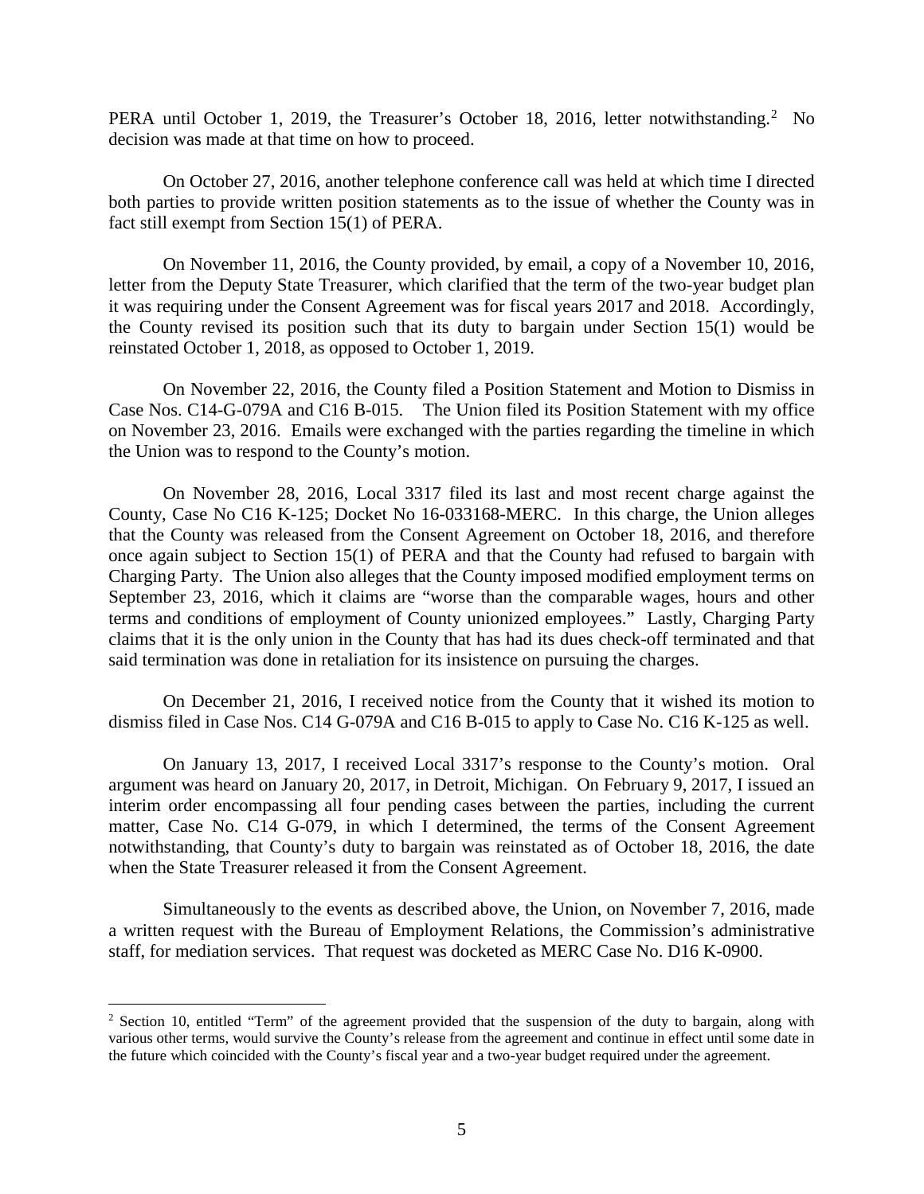PERA until October 1, 2019, the Treasurer's October 18, 2016, letter notwithstanding.[2] No decision was made at that time on how to proceed.

On October 27, 2016, another telephone conference call was held at which time I directed both parties to provide written position statements as to the issue of whether the County was in fact still exempt from Section 15(1) of PERA.

On November 11, 2016, the County provided, by email, a copy of a November 10, 2016, letter from the Deputy State Treasurer, which clarified that the term of the two-year budget plan it was requiring under the Consent Agreement was for fiscal years 2017 and 2018. Accordingly, the County revised its position such that its duty to bargain under Section 15(1) would be reinstated October 1, 2018, as opposed to October 1, 2019.

On November 22, 2016, the County filed a Position Statement and Motion to Dismiss in Case Nos. C14-G-079A and C16 B-015. The Union filed its Position Statement with my office on November 23, 2016. Emails were exchanged with the parties regarding the timeline in which the Union was to respond to the County's motion.

On November 28, 2016, Local 3317 filed its last and most recent charge against the County, Case No C16 K-125; Docket No 16-033168-MERC. In this charge, the Union alleges that the County was released from the Consent Agreement on October 18, 2016, and therefore once again subject to Section 15(1) of PERA and that the County had refused to bargain with Charging Party. The Union also alleges that the County imposed modified employment terms on September 23, 2016, which it claims are "worse than the comparable wages, hours and other terms and conditions of employment of County unionized employees." Lastly, Charging Party claims that it is the only union in the County that has had its dues check-off terminated and that said termination was done in retaliation for its insistence on pursuing the charges.

On December 21, 2016, I received notice from the County that it wished its motion to dismiss filed in Case Nos. C14 G-079A and C16 B-015 to apply to Case No. C16 K-125 as well.

On January 13, 2017, I received Local 3317's response to the County's motion. Oral argument was heard on January 20, 2017, in Detroit, Michigan. On February 9, 2017, I issued an interim order encompassing all four pending cases between the parties, including the current matter, Case No. C14 G-079, in which I determined, the terms of the Consent Agreement notwithstanding, that County's duty to bargain was reinstated as of October 18, 2016, the date when the State Treasurer released it from the Consent Agreement.

Simultaneously to the events as described above, the Union, on November 7, 2016, made a written request with the Bureau of Employment Relations, the Commission's administrative staff, for mediation services. That request was docketed as MERC Case No. D16 K-0900.

---

[2] Section 10, entitled "Term" of the agreement provided that the suspension of the duty to bargain, along with various other terms, would survive the County's release from the agreement and continue in effect until some date in the future which coincided with the County's fiscal year and a two-year budget required under the agreement.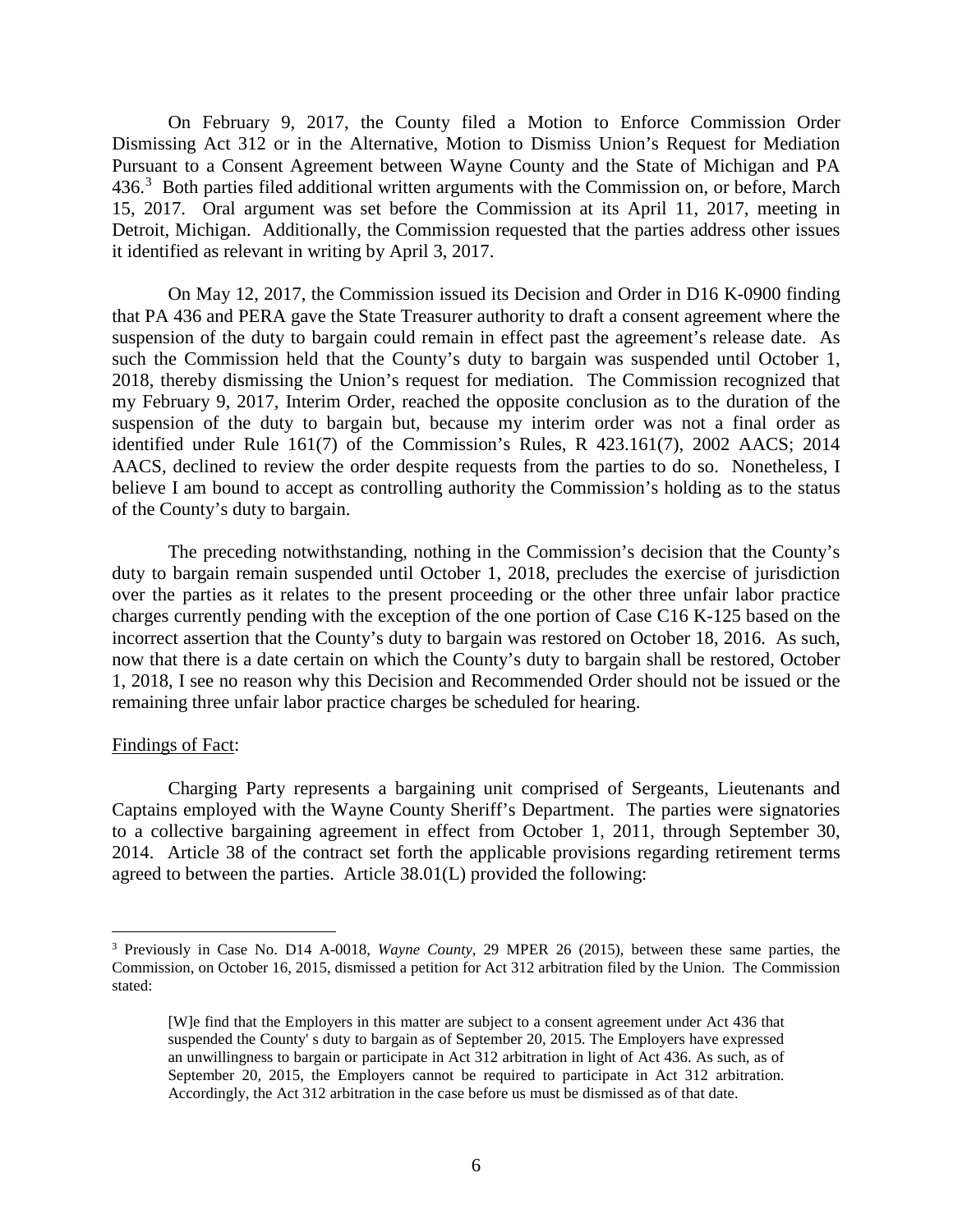On February 9, 2017, the County filed a Motion to Enforce Commission Order Dismissing Act 312 or in the Alternative, Motion to Dismiss Union's Request for Mediation Pursuant to a Consent Agreement between Wayne County and the State of Michigan and PA 436.[3] Both parties filed additional written arguments with the Commission on, or before, March 15, 2017. Oral argument was set before the Commission at its April 11, 2017, meeting in Detroit, Michigan. Additionally, the Commission requested that the parties address other issues it identified as relevant in writing by April 3, 2017.

On May 12, 2017, the Commission issued its Decision and Order in D16 K-0900 finding that PA 436 and PERA gave the State Treasurer authority to draft a consent agreement where the suspension of the duty to bargain could remain in effect past the agreement's release date. As such the Commission held that the County's duty to bargain was suspended until October 1, 2018, thereby dismissing the Union's request for mediation. The Commission recognized that my February 9, 2017, Interim Order, reached the opposite conclusion as to the duration of the suspension of the duty to bargain but, because my interim order was not a final order as identified under Rule 161(7) of the Commission's Rules, R 423.161(7), 2002 AACS; 2014 AACS, declined to review the order despite requests from the parties to do so. Nonetheless, I believe I am bound to accept as controlling authority the Commission's holding as to the status of the County's duty to bargain.

The preceding notwithstanding, nothing in the Commission's decision that the County's duty to bargain remain suspended until October 1, 2018, precludes the exercise of jurisdiction over the parties as it relates to the present proceeding or the other three unfair labor practice charges currently pending with the exception of the one portion of Case C16 K-125 based on the incorrect assertion that the County's duty to bargain was restored on October 18, 2016. As such, now that there is a date certain on which the County's duty to bargain shall be restored, October 1, 2018, I see no reason why this Decision and Recommended Order should not be issued or the remaining three unfair labor practice charges be scheduled for hearing.

Findings of Fact:

Charging Party represents a bargaining unit comprised of Sergeants, Lieutenants and Captains employed with the Wayne County Sheriff's Department. The parties were signatories to a collective bargaining agreement in effect from October 1, 2011, through September 30, 2014. Article 38 of the contract set forth the applicable provisions regarding retirement terms agreed to between the parties. Article 38.01(L) provided the following:

---

[3] Previously in Case No. D14 A-0018, *Wayne County*, 29 MPER 26 (2015), between these same parties, the Commission, on October 16, 2015, dismissed a petition for Act 312 arbitration filed by the Union. The Commission stated:

> [W]e find that the Employers in this matter are subject to a consent agreement under Act 436 that suspended the County' s duty to bargain as of September 20, 2015. The Employers have expressed an unwillingness to bargain or participate in Act 312 arbitration in light of Act 436. As such, as of September 20, 2015, the Employers cannot be required to participate in Act 312 arbitration. Accordingly, the Act 312 arbitration in the case before us must be dismissed as of that date.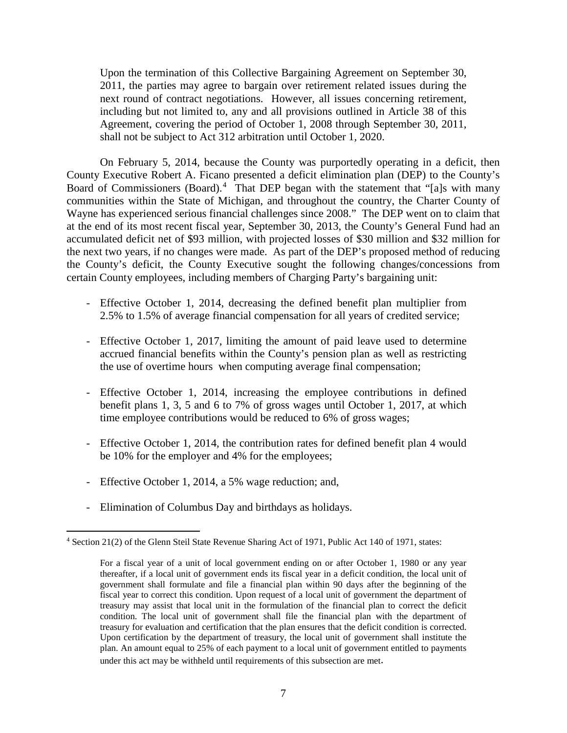> Upon the termination of this Collective Bargaining Agreement on September 30, 2011, the parties may agree to bargain over retirement related issues during the next round of contract negotiations. However, all issues concerning retirement, including but not limited to, any and all provisions outlined in Article 38 of this Agreement, covering the period of October 1, 2008 through September 30, 2011, shall not be subject to Act 312 arbitration until October 1, 2020.

On February 5, 2014, because the County was purportedly operating in a deficit, then County Executive Robert A. Ficano presented a deficit elimination plan (DEP) to the County's Board of Commissioners (Board).[4] That DEP began with the statement that "[a]s with many communities within the State of Michigan, and throughout the country, the Charter County of Wayne has experienced serious financial challenges since 2008." The DEP went on to claim that at the end of its most recent fiscal year, September 30, 2013, the County's General Fund had an accumulated deficit net of $93 million, with projected losses of $30 million and $32 million for the next two years, if no changes were made. As part of the DEP's proposed method of reducing the County's deficit, the County Executive sought the following changes/concessions from certain County employees, including members of Charging Party's bargaining unit:

- Effective October 1, 2014, decreasing the defined benefit plan multiplier from 2.5% to 1.5% of average financial compensation for all years of credited service;
- Effective October 1, 2017, limiting the amount of paid leave used to determine accrued financial benefits within the County's pension plan as well as restricting the use of overtime hours when computing average final compensation;
- Effective October 1, 2014, increasing the employee contributions in defined benefit plans 1, 3, 5 and 6 to 7% of gross wages until October 1, 2017, at which time employee contributions would be reduced to 6% of gross wages;
- Effective October 1, 2014, the contribution rates for defined benefit plan 4 would be 10% for the employer and 4% for the employees;
- Effective October 1, 2014, a 5% wage reduction; and,
- Elimination of Columbus Day and birthdays as holidays.

---

[4] Section 21(2) of the Glenn Steil State Revenue Sharing Act of 1971, Public Act 140 of 1971, states:

> For a fiscal year of a unit of local government ending on or after October 1, 1980 or any year thereafter, if a local unit of government ends its fiscal year in a deficit condition, the local unit of government shall formulate and file a financial plan within 90 days after the beginning of the fiscal year to correct this condition. Upon request of a local unit of government the department of treasury may assist that local unit in the formulation of the financial plan to correct the deficit condition. The local unit of government shall file the financial plan with the department of treasury for evaluation and certification that the plan ensures that the deficit condition is corrected. Upon certification by the department of treasury, the local unit of government shall institute the plan. An amount equal to 25% of each payment to a local unit of government entitled to payments under this act may be withheld until requirements of this subsection are met.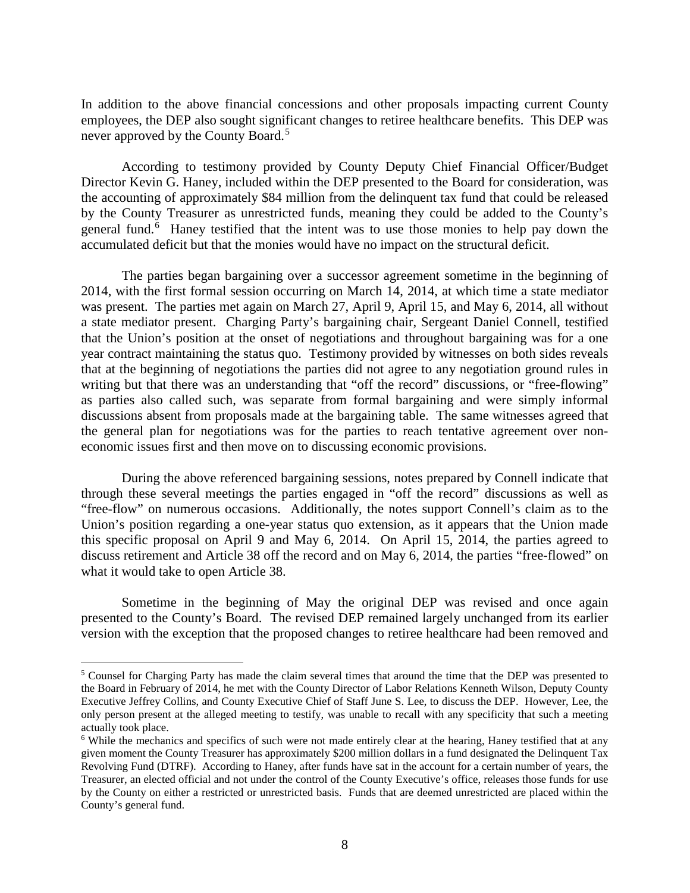In addition to the above financial concessions and other proposals impacting current County employees, the DEP also sought significant changes to retiree healthcare benefits. This DEP was never approved by the County Board.[5]

According to testimony provided by County Deputy Chief Financial Officer/Budget Director Kevin G. Haney, included within the DEP presented to the Board for consideration, was the accounting of approximately \$84 million from the delinquent tax fund that could be released by the County Treasurer as unrestricted funds, meaning they could be added to the County's general fund.[6] Haney testified that the intent was to use those monies to help pay down the accumulated deficit but that the monies would have no impact on the structural deficit.

The parties began bargaining over a successor agreement sometime in the beginning of 2014, with the first formal session occurring on March 14, 2014, at which time a state mediator was present. The parties met again on March 27, April 9, April 15, and May 6, 2014, all without a state mediator present. Charging Party's bargaining chair, Sergeant Daniel Connell, testified that the Union's position at the onset of negotiations and throughout bargaining was for a one year contract maintaining the status quo. Testimony provided by witnesses on both sides reveals that at the beginning of negotiations the parties did not agree to any negotiation ground rules in writing but that there was an understanding that "off the record" discussions, or "free-flowing" as parties also called such, was separate from formal bargaining and were simply informal discussions absent from proposals made at the bargaining table. The same witnesses agreed that the general plan for negotiations was for the parties to reach tentative agreement over non-economic issues first and then move on to discussing economic provisions.

During the above referenced bargaining sessions, notes prepared by Connell indicate that through these several meetings the parties engaged in "off the record" discussions as well as "free-flow" on numerous occasions. Additionally, the notes support Connell's claim as to the Union's position regarding a one-year status quo extension, as it appears that the Union made this specific proposal on April 9 and May 6, 2014. On April 15, 2014, the parties agreed to discuss retirement and Article 38 off the record and on May 6, 2014, the parties "free-flowed" on what it would take to open Article 38.

Sometime in the beginning of May the original DEP was revised and once again presented to the County's Board. The revised DEP remained largely unchanged from its earlier version with the exception that the proposed changes to retiree healthcare had been removed and

---

[5] Counsel for Charging Party has made the claim several times that around the time that the DEP was presented to the Board in February of 2014, he met with the County Director of Labor Relations Kenneth Wilson, Deputy County Executive Jeffrey Collins, and County Executive Chief of Staff June S. Lee, to discuss the DEP. However, Lee, the only person present at the alleged meeting to testify, was unable to recall with any specificity that such a meeting actually took place.

[6] While the mechanics and specifics of such were not made entirely clear at the hearing, Haney testified that at any given moment the County Treasurer has approximately \$200 million dollars in a fund designated the Delinquent Tax Revolving Fund (DTRF). According to Haney, after funds have sat in the account for a certain number of years, the Treasurer, an elected official and not under the control of the County Executive's office, releases those funds for use by the County on either a restricted or unrestricted basis. Funds that are deemed unrestricted are placed within the County's general fund.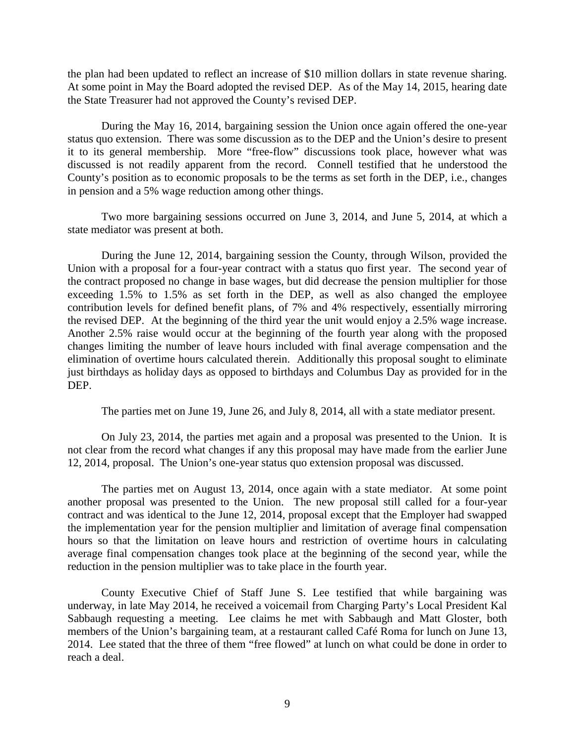the plan had been updated to reflect an increase of $10 million dollars in state revenue sharing. At some point in May the Board adopted the revised DEP. As of the May 14, 2015, hearing date the State Treasurer had not approved the County's revised DEP.

During the May 16, 2014, bargaining session the Union once again offered the one-year status quo extension. There was some discussion as to the DEP and the Union's desire to present it to its general membership. More "free-flow" discussions took place, however what was discussed is not readily apparent from the record. Connell testified that he understood the County's position as to economic proposals to be the terms as set forth in the DEP, i.e., changes in pension and a 5% wage reduction among other things.

Two more bargaining sessions occurred on June 3, 2014, and June 5, 2014, at which a state mediator was present at both.

During the June 12, 2014, bargaining session the County, through Wilson, provided the Union with a proposal for a four-year contract with a status quo first year. The second year of the contract proposed no change in base wages, but did decrease the pension multiplier for those exceeding 1.5% to 1.5% as set forth in the DEP, as well as also changed the employee contribution levels for defined benefit plans, of 7% and 4% respectively, essentially mirroring the revised DEP. At the beginning of the third year the unit would enjoy a 2.5% wage increase. Another 2.5% raise would occur at the beginning of the fourth year along with the proposed changes limiting the number of leave hours included with final average compensation and the elimination of overtime hours calculated therein. Additionally this proposal sought to eliminate just birthdays as holiday days as opposed to birthdays and Columbus Day as provided for in the DEP.

The parties met on June 19, June 26, and July 8, 2014, all with a state mediator present.

On July 23, 2014, the parties met again and a proposal was presented to the Union. It is not clear from the record what changes if any this proposal may have made from the earlier June 12, 2014, proposal. The Union's one-year status quo extension proposal was discussed.

The parties met on August 13, 2014, once again with a state mediator. At some point another proposal was presented to the Union. The new proposal still called for a four-year contract and was identical to the June 12, 2014, proposal except that the Employer had swapped the implementation year for the pension multiplier and limitation of average final compensation hours so that the limitation on leave hours and restriction of overtime hours in calculating average final compensation changes took place at the beginning of the second year, while the reduction in the pension multiplier was to take place in the fourth year.

County Executive Chief of Staff June S. Lee testified that while bargaining was underway, in late May 2014, he received a voicemail from Charging Party's Local President Kal Sabbaugh requesting a meeting. Lee claims he met with Sabbaugh and Matt Gloster, both members of the Union's bargaining team, at a restaurant called Café Roma for lunch on June 13, 2014. Lee stated that the three of them "free flowed" at lunch on what could be done in order to reach a deal.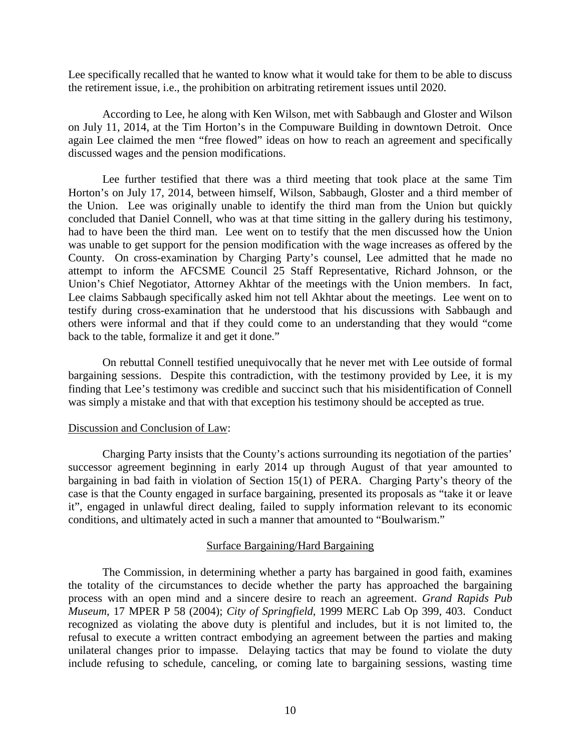Lee specifically recalled that he wanted to know what it would take for them to be able to discuss the retirement issue, i.e., the prohibition on arbitrating retirement issues until 2020.

According to Lee, he along with Ken Wilson, met with Sabbaugh and Gloster and Wilson on July 11, 2014, at the Tim Horton's in the Compuware Building in downtown Detroit. Once again Lee claimed the men "free flowed" ideas on how to reach an agreement and specifically discussed wages and the pension modifications.

Lee further testified that there was a third meeting that took place at the same Tim Horton's on July 17, 2014, between himself, Wilson, Sabbaugh, Gloster and a third member of the Union. Lee was originally unable to identify the third man from the Union but quickly concluded that Daniel Connell, who was at that time sitting in the gallery during his testimony, had to have been the third man. Lee went on to testify that the men discussed how the Union was unable to get support for the pension modification with the wage increases as offered by the County. On cross-examination by Charging Party's counsel, Lee admitted that he made no attempt to inform the AFCSME Council 25 Staff Representative, Richard Johnson, or the Union's Chief Negotiator, Attorney Akhtar of the meetings with the Union members. In fact, Lee claims Sabbaugh specifically asked him not tell Akhtar about the meetings. Lee went on to testify during cross-examination that he understood that his discussions with Sabbaugh and others were informal and that if they could come to an understanding that they would "come back to the table, formalize it and get it done."

On rebuttal Connell testified unequivocally that he never met with Lee outside of formal bargaining sessions. Despite this contradiction, with the testimony provided by Lee, it is my finding that Lee's testimony was credible and succinct such that his misidentification of Connell was simply a mistake and that with that exception his testimony should be accepted as true.

Discussion and Conclusion of Law:

Charging Party insists that the County's actions surrounding its negotiation of the parties' successor agreement beginning in early 2014 up through August of that year amounted to bargaining in bad faith in violation of Section 15(1) of PERA. Charging Party's theory of the case is that the County engaged in surface bargaining, presented its proposals as "take it or leave it", engaged in unlawful direct dealing, failed to supply information relevant to its economic conditions, and ultimately acted in such a manner that amounted to "Boulwarism."

Surface Bargaining/Hard Bargaining

The Commission, in determining whether a party has bargained in good faith, examines the totality of the circumstances to decide whether the party has approached the bargaining process with an open mind and a sincere desire to reach an agreement. *Grand Rapids Pub Museum*, 17 MPER P 58 (2004); *City of Springfield*, 1999 MERC Lab Op 399, 403. Conduct recognized as violating the above duty is plentiful and includes, but it is not limited to, the refusal to execute a written contract embodying an agreement between the parties and making unilateral changes prior to impasse. Delaying tactics that may be found to violate the duty include refusing to schedule, canceling, or coming late to bargaining sessions, wasting time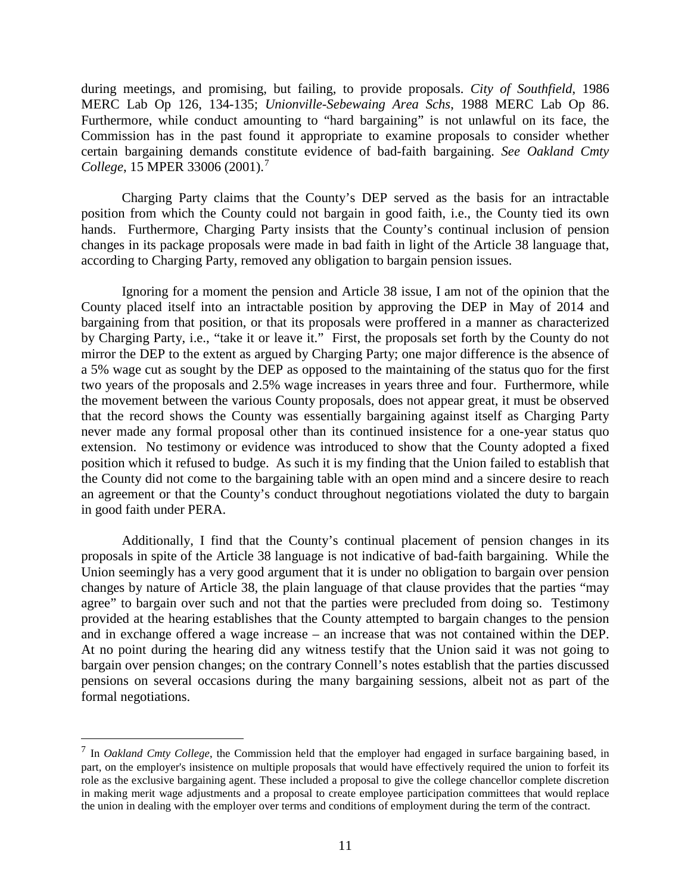during meetings, and promising, but failing, to provide proposals. *City of Southfield*, 1986 MERC Lab Op 126, 134-135; *Unionville-Sebewaing Area Schs*, 1988 MERC Lab Op 86. Furthermore, while conduct amounting to "hard bargaining" is not unlawful on its face, the Commission has in the past found it appropriate to examine proposals to consider whether certain bargaining demands constitute evidence of bad-faith bargaining. *See Oakland Cmty College*, 15 MPER 33006 (2001).[7]

Charging Party claims that the County's DEP served as the basis for an intractable position from which the County could not bargain in good faith, i.e., the County tied its own hands. Furthermore, Charging Party insists that the County's continual inclusion of pension changes in its package proposals were made in bad faith in light of the Article 38 language that, according to Charging Party, removed any obligation to bargain pension issues.

Ignoring for a moment the pension and Article 38 issue, I am not of the opinion that the County placed itself into an intractable position by approving the DEP in May of 2014 and bargaining from that position, or that its proposals were proffered in a manner as characterized by Charging Party, i.e., "take it or leave it." First, the proposals set forth by the County do not mirror the DEP to the extent as argued by Charging Party; one major difference is the absence of a 5% wage cut as sought by the DEP as opposed to the maintaining of the status quo for the first two years of the proposals and 2.5% wage increases in years three and four. Furthermore, while the movement between the various County proposals, does not appear great, it must be observed that the record shows the County was essentially bargaining against itself as Charging Party never made any formal proposal other than its continued insistence for a one-year status quo extension. No testimony or evidence was introduced to show that the County adopted a fixed position which it refused to budge. As such it is my finding that the Union failed to establish that the County did not come to the bargaining table with an open mind and a sincere desire to reach an agreement or that the County's conduct throughout negotiations violated the duty to bargain in good faith under PERA.

Additionally, I find that the County's continual placement of pension changes in its proposals in spite of the Article 38 language is not indicative of bad-faith bargaining. While the Union seemingly has a very good argument that it is under no obligation to bargain over pension changes by nature of Article 38, the plain language of that clause provides that the parties "may agree" to bargain over such and not that the parties were precluded from doing so. Testimony provided at the hearing establishes that the County attempted to bargain changes to the pension and in exchange offered a wage increase – an increase that was not contained within the DEP. At no point during the hearing did any witness testify that the Union said it was not going to bargain over pension changes; on the contrary Connell's notes establish that the parties discussed pensions on several occasions during the many bargaining sessions, albeit not as part of the formal negotiations.

---

[7] In *Oakland Cmty College*, the Commission held that the employer had engaged in surface bargaining based, in part, on the employer's insistence on multiple proposals that would have effectively required the union to forfeit its role as the exclusive bargaining agent. These included a proposal to give the college chancellor complete discretion in making merit wage adjustments and a proposal to create employee participation committees that would replace the union in dealing with the employer over terms and conditions of employment during the term of the contract.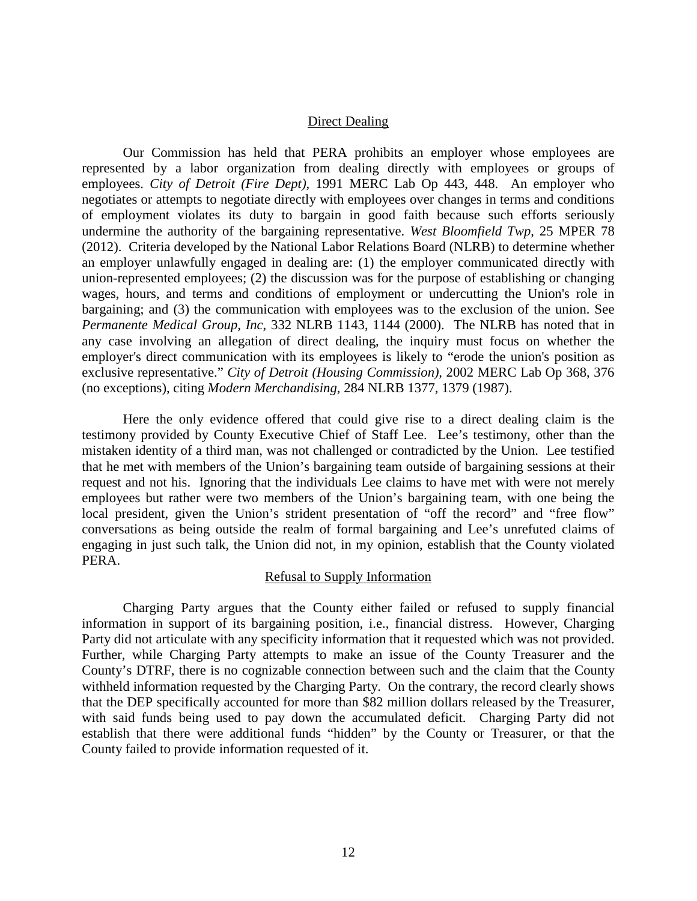## Direct Dealing

Our Commission has held that PERA prohibits an employer whose employees are represented by a labor organization from dealing directly with employees or groups of employees. *City of Detroit (Fire Dept),* 1991 MERC Lab Op 443, 448. An employer who negotiates or attempts to negotiate directly with employees over changes in terms and conditions of employment violates its duty to bargain in good faith because such efforts seriously undermine the authority of the bargaining representative. *West Bloomfield Twp,* 25 MPER 78 (2012). Criteria developed by the National Labor Relations Board (NLRB) to determine whether an employer unlawfully engaged in dealing are: (1) the employer communicated directly with union-represented employees; (2) the discussion was for the purpose of establishing or changing wages, hours, and terms and conditions of employment or undercutting the Union's role in bargaining; and (3) the communication with employees was to the exclusion of the union. See *Permanente Medical Group, Inc*, 332 NLRB 1143, 1144 (2000). The NLRB has noted that in any case involving an allegation of direct dealing, the inquiry must focus on whether the employer's direct communication with its employees is likely to "erode the union's position as exclusive representative." *City of Detroit (Housing Commission),* 2002 MERC Lab Op 368, 376 (no exceptions), citing *Modern Merchandising*, 284 NLRB 1377, 1379 (1987).

Here the only evidence offered that could give rise to a direct dealing claim is the testimony provided by County Executive Chief of Staff Lee. Lee's testimony, other than the mistaken identity of a third man, was not challenged or contradicted by the Union. Lee testified that he met with members of the Union's bargaining team outside of bargaining sessions at their request and not his. Ignoring that the individuals Lee claims to have met with were not merely employees but rather were two members of the Union's bargaining team, with one being the local president, given the Union's strident presentation of "off the record" and "free flow" conversations as being outside the realm of formal bargaining and Lee's unrefuted claims of engaging in just such talk, the Union did not, in my opinion, establish that the County violated PERA.

## Refusal to Supply Information

Charging Party argues that the County either failed or refused to supply financial information in support of its bargaining position, i.e., financial distress. However, Charging Party did not articulate with any specificity information that it requested which was not provided. Further, while Charging Party attempts to make an issue of the County Treasurer and the County's DTRF, there is no cognizable connection between such and the claim that the County withheld information requested by the Charging Party. On the contrary, the record clearly shows that the DEP specifically accounted for more than $82 million dollars released by the Treasurer, with said funds being used to pay down the accumulated deficit. Charging Party did not establish that there were additional funds "hidden" by the County or Treasurer, or that the County failed to provide information requested of it.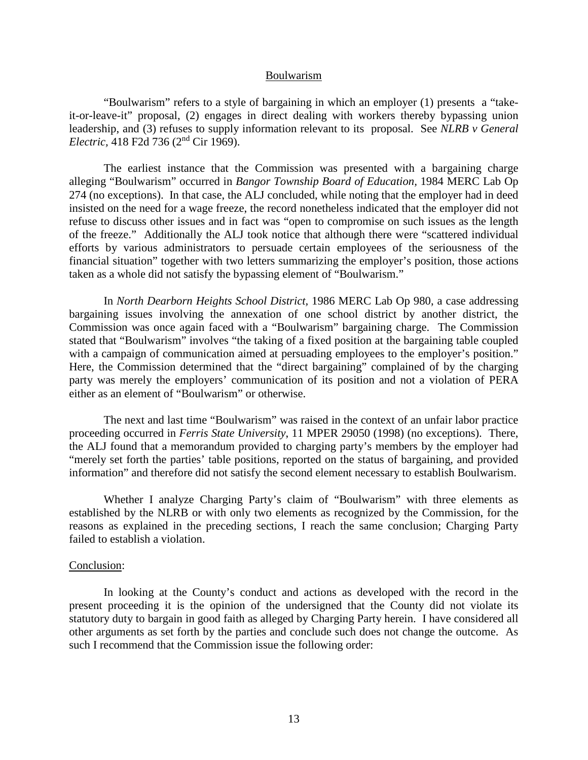<u>Boulwarism</u>

"Boulwarism" refers to a style of bargaining in which an employer (1) presents a "take-it-or-leave-it" proposal, (2) engages in direct dealing with workers thereby bypassing union leadership, and (3) refuses to supply information relevant to its proposal. See *NLRB v General Electric*, 418 F2d 736 (2nd Cir 1969).

The earliest instance that the Commission was presented with a bargaining charge alleging "Boulwarism" occurred in *Bangor Township Board of Education*, 1984 MERC Lab Op 274 (no exceptions). In that case, the ALJ concluded, while noting that the employer had in deed insisted on the need for a wage freeze, the record nonetheless indicated that the employer did not refuse to discuss other issues and in fact was "open to compromise on such issues as the length of the freeze." Additionally the ALJ took notice that although there were "scattered individual efforts by various administrators to persuade certain employees of the seriousness of the financial situation" together with two letters summarizing the employer's position, those actions taken as a whole did not satisfy the bypassing element of "Boulwarism."

In *North Dearborn Heights School District*, 1986 MERC Lab Op 980, a case addressing bargaining issues involving the annexation of one school district by another district, the Commission was once again faced with a "Boulwarism" bargaining charge. The Commission stated that "Boulwarism" involves "the taking of a fixed position at the bargaining table coupled with a campaign of communication aimed at persuading employees to the employer's position." Here, the Commission determined that the "direct bargaining" complained of by the charging party was merely the employers' communication of its position and not a violation of PERA either as an element of "Boulwarism" or otherwise.

The next and last time "Boulwarism" was raised in the context of an unfair labor practice proceeding occurred in *Ferris State University*, 11 MPER 29050 (1998) (no exceptions). There, the ALJ found that a memorandum provided to charging party's members by the employer had "merely set forth the parties' table positions, reported on the status of bargaining, and provided information" and therefore did not satisfy the second element necessary to establish Boulwarism.

Whether I analyze Charging Party's claim of "Boulwarism" with three elements as established by the NLRB or with only two elements as recognized by the Commission, for the reasons as explained in the preceding sections, I reach the same conclusion; Charging Party failed to establish a violation.

<u>Conclusion</u>:

In looking at the County's conduct and actions as developed with the record in the present proceeding it is the opinion of the undersigned that the County did not violate its statutory duty to bargain in good faith as alleged by Charging Party herein. I have considered all other arguments as set forth by the parties and conclude such does not change the outcome. As such I recommend that the Commission issue the following order: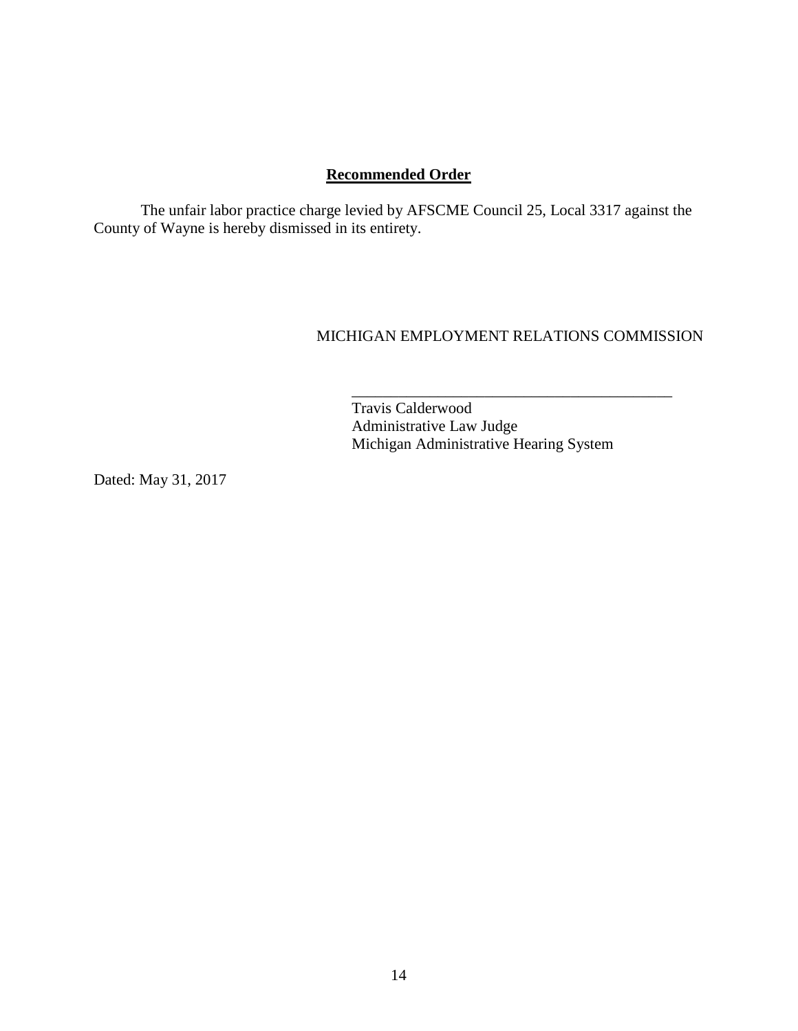**Recommended Order**

The unfair labor practice charge levied by AFSCME Council 25, Local 3317 against the County of Wayne is hereby dismissed in its entirety.

MICHIGAN EMPLOYMENT RELATIONS COMMISSION

\_\_\_\_\_\_\_\_\_\_\_\_\_\_\_\_\_\_\_\_\_\_\_\_\_\_\_\_\_\_\_\_\_\_\_\_\_\_\_\_\_\_

Travis Calderwood
Administrative Law Judge
Michigan Administrative Hearing System

Dated: May 31, 2017